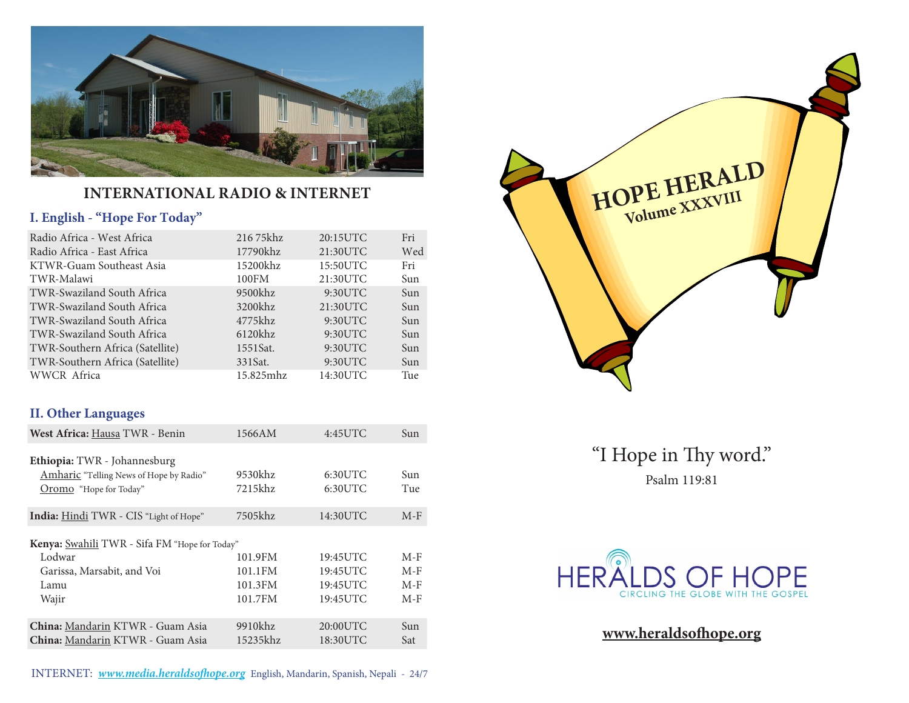## INTERNATIONAL RADIO & INTERNET

### I. English - "Hope For Today"

| Station | Frequency | Time | Day |
|---|---|---|---|
| Radio Africa - West Africa | 216 75khz | 20:15UTC | Fri |
| Radio Africa - East Africa | 17790khz | 21:30UTC | Wed |
| KTWR-Guam Southeast Asia | 15200khz | 15:50UTC | Fri |
| TWR-Malawi | 100FM | 21:30UTC | Sun |
| TWR-Swaziland South Africa | 9500khz | 9:30UTC | Sun |
| TWR-Swaziland South Africa | 3200khz | 21:30UTC | Sun |
| TWR-Swaziland South Africa | 4775khz | 9:30UTC | Sun |
| TWR-Swaziland South Africa | 6120khz | 9:30UTC | Sun |
| TWR-Southern Africa (Satellite) | 1551Sat. | 9:30UTC | Sun |
| TWR-Southern Africa (Satellite) | 331Sat. | 9:30UTC | Sun |
| WWCR Africa | 15.825mhz | 14:30UTC | Tue |

### II. Other Languages

| Station | Frequency | Time | Day |
|---|---|---|---|
| **West Africa:** Hausa TWR - Benin | 1566AM | 4:45UTC | Sun |
| **Ethiopia:** TWR - Johannesburg | | | |
| Amharic "Telling News of Hope by Radio" | 9530khz | 6:30UTC | Sun |
| Oromo "Hope for Today" | 7215khz | 6:30UTC | Tue |
| **India:** Hindi TWR - CIS "Light of Hope" | 7505khz | 14:30UTC | M-F |
| **Kenya:** Swahili TWR - Sifa FM "Hope for Today" | | | |
| Lodwar | 101.9FM | 19:45UTC | M-F |
| Garissa, Marsabit, and Voi | 101.1FM | 19:45UTC | M-F |
| Lamu | 101.3FM | 19:45UTC | M-F |
| Wajir | 101.7FM | 19:45UTC | M-F |
| **China:** Mandarin KTWR - Guam Asia | 9910khz | 20:00UTC | Sun |
| **China:** Mandarin KTWR - Guam Asia | 15235khz | 18:30UTC | Sat |

INTERNET: ***www.media.heraldsofhope.org*** English, Mandarin, Spanish, Nepali - 24/7

# HOPE HERALD
## Volume XXXVIII

"I Hope in Thy word."

Psalm 119:81

HERALDS OF HOPE

CIRCLING THE GLOBE WITH THE GOSPEL

**www.heraldsofhope.org**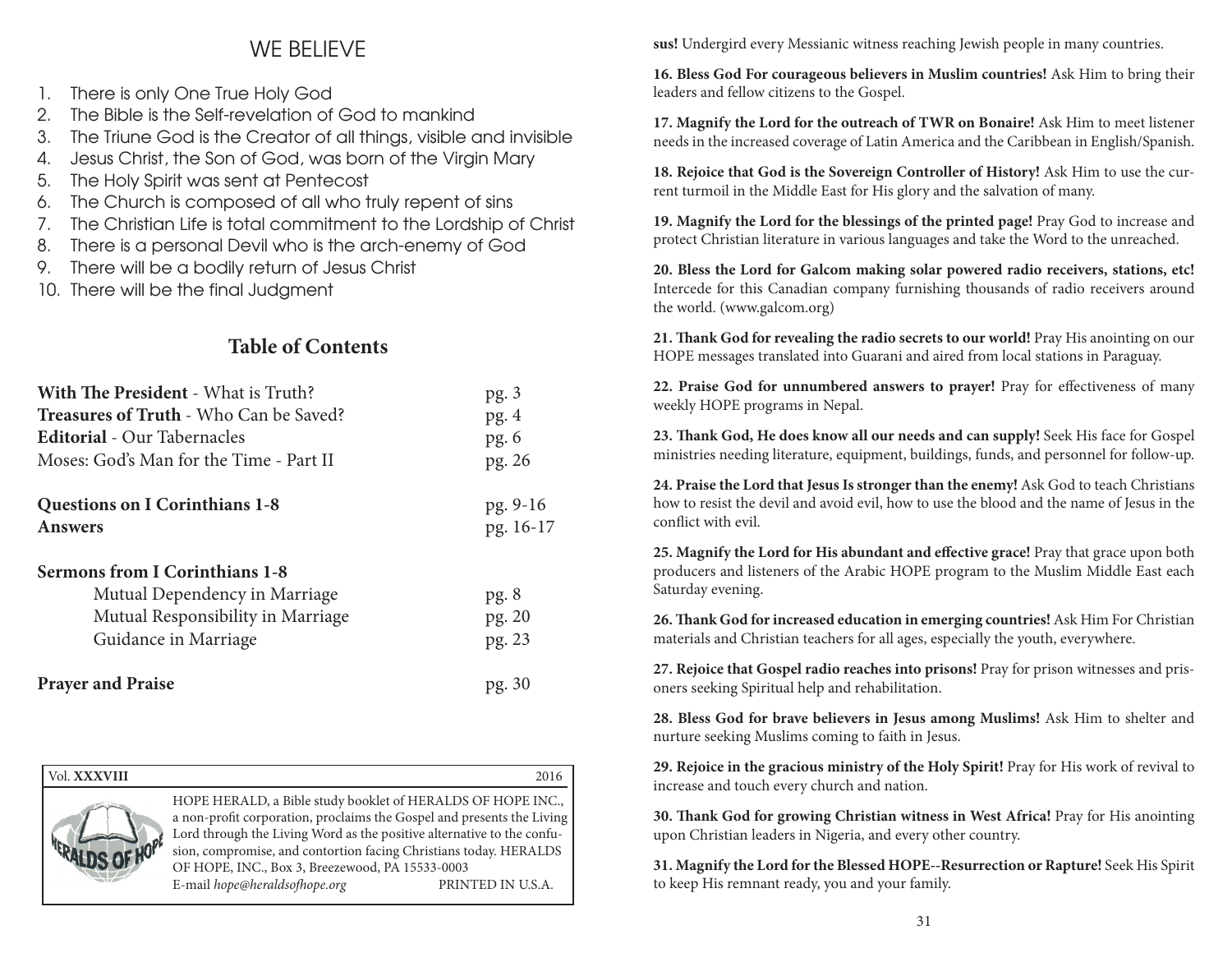## WE BELIEVE

1. There is only One True Holy God
2. The Bible is the Self-revelation of God to mankind
3. The Triune God is the Creator of all things, visible and invisible
4. Jesus Christ, the Son of God, was born of the Virgin Mary
5. The Holy Spirit was sent at Pentecost
6. The Church is composed of all who truly repent of sins
7. The Christian Life is total commitment to the Lordship of Christ
8. There is a personal Devil who is the arch-enemy of God
9. There will be a bodily return of Jesus Christ
10. There will be the final Judgment

## Table of Contents

| | |
|---|---|
| **With The President** - What is Truth? | pg. 3 |
| **Treasures of Truth** - Who Can be Saved? | pg. 4 |
| **Editorial** - Our Tabernacles | pg. 6 |
| Moses: God's Man for the Time - Part II | pg. 26 |
| **Questions on I Corinthians 1-8** | pg. 9-16 |
| **Answers** | pg. 16-17 |
| **Sermons from I Corinthians 1-8** | |
| Mutual Dependency in Marriage | pg. 8 |
| Mutual Responsibility in Marriage | pg. 20 |
| Guidance in Marriage | pg. 23 |
| **Prayer and Praise** | pg. 30 |

Vol. **XXXVIII** 2016

HOPE HERALD, a Bible study booklet of HERALDS OF HOPE INC., a non-profit corporation, proclaims the Gospel and presents the Living Lord through the Living Word as the positive alternative to the confusion, compromise, and contortion facing Christians today. HERALDS OF HOPE, INC., Box 3, Breezewood, PA 15533-0003
E-mail *hope@heraldsofhope.org* PRINTED IN U.S.A.

**sus!** Undergird every Messianic witness reaching Jewish people in many countries.

**16. Bless God For courageous believers in Muslim countries!** Ask Him to bring their leaders and fellow citizens to the Gospel.

**17. Magnify the Lord for the outreach of TWR on Bonaire!** Ask Him to meet listener needs in the increased coverage of Latin America and the Caribbean in English/Spanish.

**18. Rejoice that God is the Sovereign Controller of History!** Ask Him to use the current turmoil in the Middle East for His glory and the salvation of many.

**19. Magnify the Lord for the blessings of the printed page!** Pray God to increase and protect Christian literature in various languages and take the Word to the unreached.

**20. Bless the Lord for Galcom making solar powered radio receivers, stations, etc!** Intercede for this Canadian company furnishing thousands of radio receivers around the world. (www.galcom.org)

**21. Thank God for revealing the radio secrets to our world!** Pray His anointing on our HOPE messages translated into Guarani and aired from local stations in Paraguay.

**22. Praise God for unnumbered answers to prayer!** Pray for effectiveness of many weekly HOPE programs in Nepal.

**23. Thank God, He does know all our needs and can supply!** Seek His face for Gospel ministries needing literature, equipment, buildings, funds, and personnel for follow-up.

**24. Praise the Lord that Jesus Is stronger than the enemy!** Ask God to teach Christians how to resist the devil and avoid evil, how to use the blood and the name of Jesus in the conflict with evil.

**25. Magnify the Lord for His abundant and effective grace!** Pray that grace upon both producers and listeners of the Arabic HOPE program to the Muslim Middle East each Saturday evening.

**26. Thank God for increased education in emerging countries!** Ask Him For Christian materials and Christian teachers for all ages, especially the youth, everywhere.

**27. Rejoice that Gospel radio reaches into prisons!** Pray for prison witnesses and prisoners seeking Spiritual help and rehabilitation.

**28. Bless God for brave believers in Jesus among Muslims!** Ask Him to shelter and nurture seeking Muslims coming to faith in Jesus.

**29. Rejoice in the gracious ministry of the Holy Spirit!** Pray for His work of revival to increase and touch every church and nation.

**30. Thank God for growing Christian witness in West Africa!** Pray for His anointing upon Christian leaders in Nigeria, and every other country.

**31. Magnify the Lord for the Blessed HOPE--Resurrection or Rapture!** Seek His Spirit to keep His remnant ready, you and your family.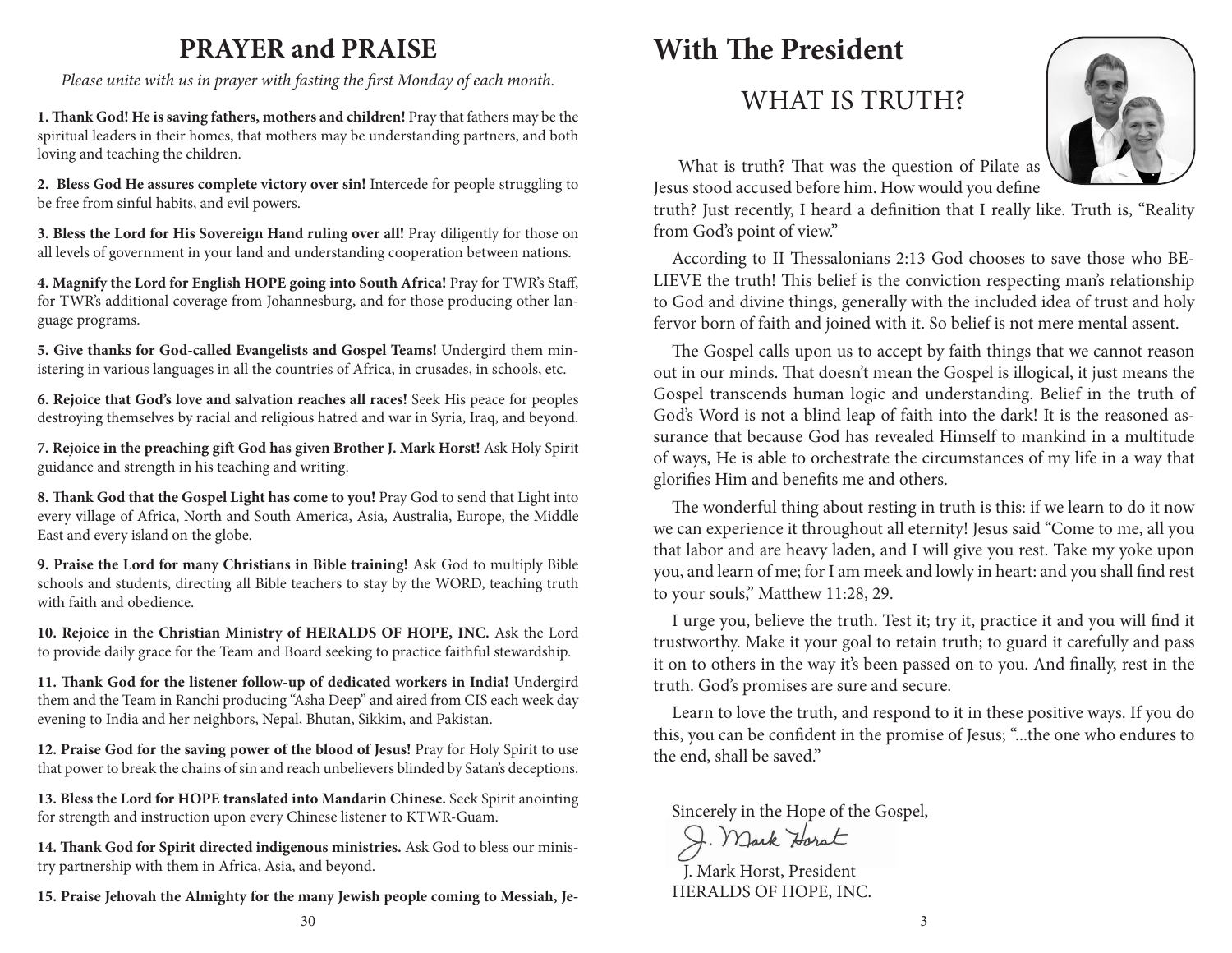# PRAYER and PRAISE

*Please unite with us in prayer with fasting the first Monday of each month.*

**1. Thank God! He is saving fathers, mothers and children!** Pray that fathers may be the spiritual leaders in their homes, that mothers may be understanding partners, and both loving and teaching the children.

**2. Bless God He assures complete victory over sin!** Intercede for people struggling to be free from sinful habits, and evil powers.

**3. Bless the Lord for His Sovereign Hand ruling over all!** Pray diligently for those on all levels of government in your land and understanding cooperation between nations.

**4. Magnify the Lord for English HOPE going into South Africa!** Pray for TWR's Staff, for TWR's additional coverage from Johannesburg, and for those producing other language programs.

**5. Give thanks for God-called Evangelists and Gospel Teams!** Undergird them ministering in various languages in all the countries of Africa, in crusades, in schools, etc.

**6. Rejoice that God's love and salvation reaches all races!** Seek His peace for peoples destroying themselves by racial and religious hatred and war in Syria, Iraq, and beyond.

**7. Rejoice in the preaching gift God has given Brother J. Mark Horst!** Ask Holy Spirit guidance and strength in his teaching and writing.

**8. Thank God that the Gospel Light has come to you!** Pray God to send that Light into every village of Africa, North and South America, Asia, Australia, Europe, the Middle East and every island on the globe.

**9. Praise the Lord for many Christians in Bible training!** Ask God to multiply Bible schools and students, directing all Bible teachers to stay by the WORD, teaching truth with faith and obedience.

**10. Rejoice in the Christian Ministry of HERALDS OF HOPE, INC.** Ask the Lord to provide daily grace for the Team and Board seeking to practice faithful stewardship.

**11. Thank God for the listener follow-up of dedicated workers in India!** Undergird them and the Team in Ranchi producing "Asha Deep" and aired from CIS each week day evening to India and her neighbors, Nepal, Bhutan, Sikkim, and Pakistan.

**12. Praise God for the saving power of the blood of Jesus!** Pray for Holy Spirit to use that power to break the chains of sin and reach unbelievers blinded by Satan's deceptions.

**13. Bless the Lord for HOPE translated into Mandarin Chinese.** Seek Spirit anointing for strength and instruction upon every Chinese listener to KTWR-Guam.

**14. Thank God for Spirit directed indigenous ministries.** Ask God to bless our ministry partnership with them in Africa, Asia, and beyond.

**15. Praise Jehovah the Almighty for the many Jewish people coming to Messiah, Je-**

# With The President

## WHAT IS TRUTH?

What is truth? That was the question of Pilate as Jesus stood accused before him. How would you define truth? Just recently, I heard a definition that I really like. Truth is, "Reality from God's point of view."

According to II Thessalonians 2:13 God chooses to save those who BELIEVE the truth! This belief is the conviction respecting man's relationship to God and divine things, generally with the included idea of trust and holy fervor born of faith and joined with it. So belief is not mere mental assent.

The Gospel calls upon us to accept by faith things that we cannot reason out in our minds. That doesn't mean the Gospel is illogical, it just means the Gospel transcends human logic and understanding. Belief in the truth of God's Word is not a blind leap of faith into the dark! It is the reasoned assurance that because God has revealed Himself to mankind in a multitude of ways, He is able to orchestrate the circumstances of my life in a way that glorifies Him and benefits me and others.

The wonderful thing about resting in truth is this: if we learn to do it now we can experience it throughout all eternity! Jesus said "Come to me, all you that labor and are heavy laden, and I will give you rest. Take my yoke upon you, and learn of me; for I am meek and lowly in heart: and you shall find rest to your souls," Matthew 11:28, 29.

I urge you, believe the truth. Test it; try it, practice it and you will find it trustworthy. Make it your goal to retain truth; to guard it carefully and pass it on to others in the way it's been passed on to you. And finally, rest in the truth. God's promises are sure and secure.

Learn to love the truth, and respond to it in these positive ways. If you do this, you can be confident in the promise of Jesus; "...the one who endures to the end, shall be saved."

Sincerely in the Hope of the Gospel,

J. Mark Horst

J. Mark Horst, President
HERALDS OF HOPE, INC.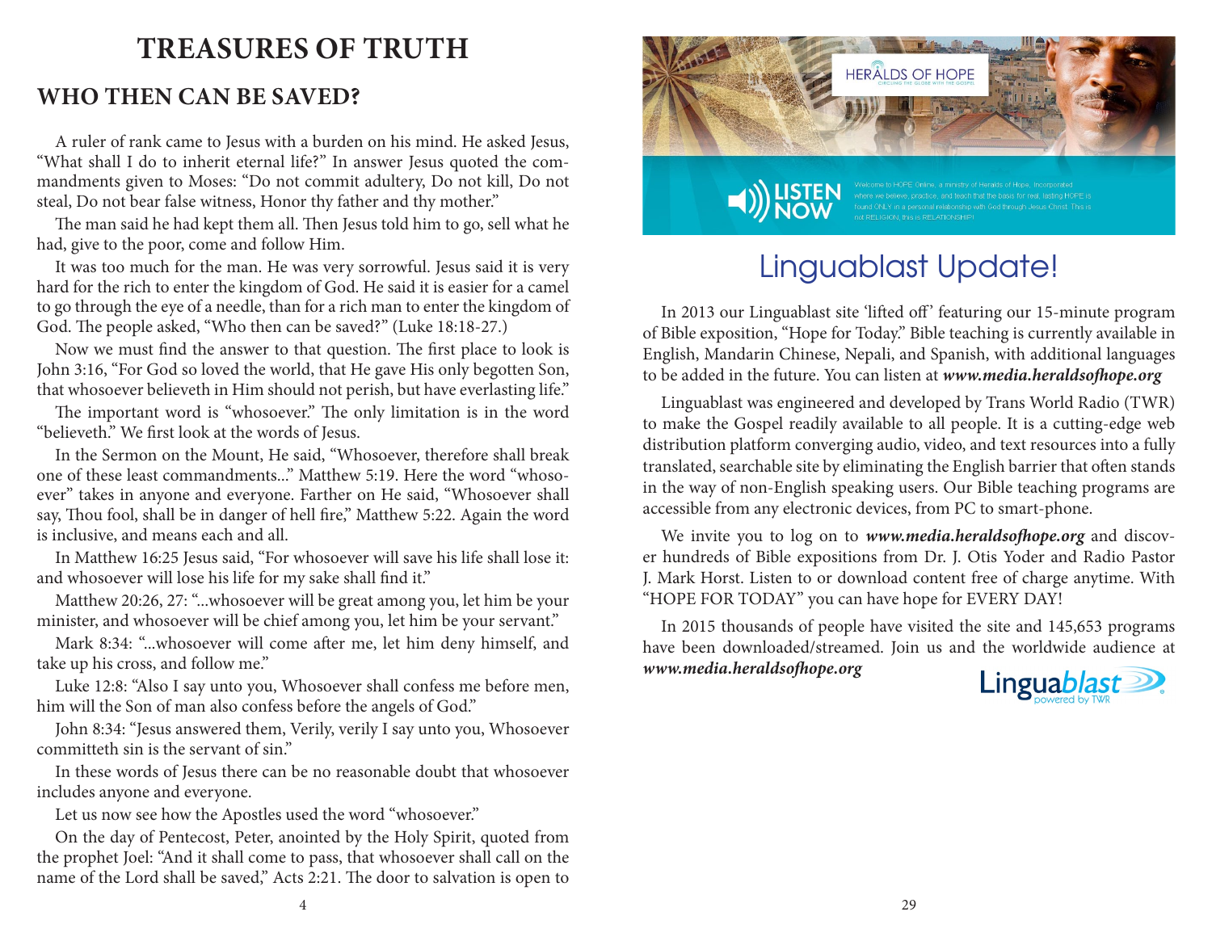# TREASURES OF TRUTH

## WHO THEN CAN BE SAVED?

A ruler of rank came to Jesus with a burden on his mind. He asked Jesus, "What shall I do to inherit eternal life?" In answer Jesus quoted the commandments given to Moses: "Do not commit adultery, Do not kill, Do not steal, Do not bear false witness, Honor thy father and thy mother."

The man said he had kept them all. Then Jesus told him to go, sell what he had, give to the poor, come and follow Him.

It was too much for the man. He was very sorrowful. Jesus said it is very hard for the rich to enter the kingdom of God. He said it is easier for a camel to go through the eye of a needle, than for a rich man to enter the kingdom of God. The people asked, "Who then can be saved?" (Luke 18:18-27.)

Now we must find the answer to that question. The first place to look is John 3:16, "For God so loved the world, that He gave His only begotten Son, that whosoever believeth in Him should not perish, but have everlasting life."

The important word is "whosoever." The only limitation is in the word "believeth." We first look at the words of Jesus.

In the Sermon on the Mount, He said, "Whosoever, therefore shall break one of these least commandments..." Matthew 5:19. Here the word "whosoever" takes in anyone and everyone. Farther on He said, "Whosoever shall say, Thou fool, shall be in danger of hell fire," Matthew 5:22. Again the word is inclusive, and means each and all.

In Matthew 16:25 Jesus said, "For whosoever will save his life shall lose it: and whosoever will lose his life for my sake shall find it."

Matthew 20:26, 27: "...whosoever will be great among you, let him be your minister, and whosoever will be chief among you, let him be your servant."

Mark 8:34: "...whosoever will come after me, let him deny himself, and take up his cross, and follow me."

Luke 12:8: "Also I say unto you, Whosoever shall confess me before men, him will the Son of man also confess before the angels of God."

John 8:34: "Jesus answered them, Verily, verily I say unto you, Whosoever committeth sin is the servant of sin."

In these words of Jesus there can be no reasonable doubt that whosoever includes anyone and everyone.

Let us now see how the Apostles used the word "whosoever."

On the day of Pentecost, Peter, anointed by the Holy Spirit, quoted from the prophet Joel: "And it shall come to pass, that whosoever shall call on the name of the Lord shall be saved," Acts 2:21. The door to salvation is open to

HERALDS OF HOPE
CIRCLING THE GLOBE WITH THE GOSPEL

LISTEN NOW

Welcome to HOPE Online, a ministry of Heralds of Hope, Incorporated where we believe, practice, and teach that the basis for real, lasting HOPE is found ONLY in a personal relationship with God through Jesus Christ. This is not RELIGION, this is RELATIONSHIP!

# Linguablast Update!

In 2013 our Linguablast site 'lifted off' featuring our 15-minute program of Bible exposition, "Hope for Today." Bible teaching is currently available in English, Mandarin Chinese, Nepali, and Spanish, with additional languages to be added in the future. You can listen at ***www.media.heraldsofhope.org***

Linguablast was engineered and developed by Trans World Radio (TWR) to make the Gospel readily available to all people. It is a cutting-edge web distribution platform converging audio, video, and text resources into a fully translated, searchable site by eliminating the English barrier that often stands in the way of non-English speaking users. Our Bible teaching programs are accessible from any electronic devices, from PC to smart-phone.

We invite you to log on to ***www.media.heraldsofhope.org*** and discover hundreds of Bible expositions from Dr. J. Otis Yoder and Radio Pastor J. Mark Horst. Listen to or download content free of charge anytime. With "HOPE FOR TODAY" you can have hope for EVERY DAY!

In 2015 thousands of people have visited the site and 145,653 programs have been downloaded/streamed. Join us and the worldwide audience at ***www.media.heraldsofhope.org***

Linguablast
powered by TWR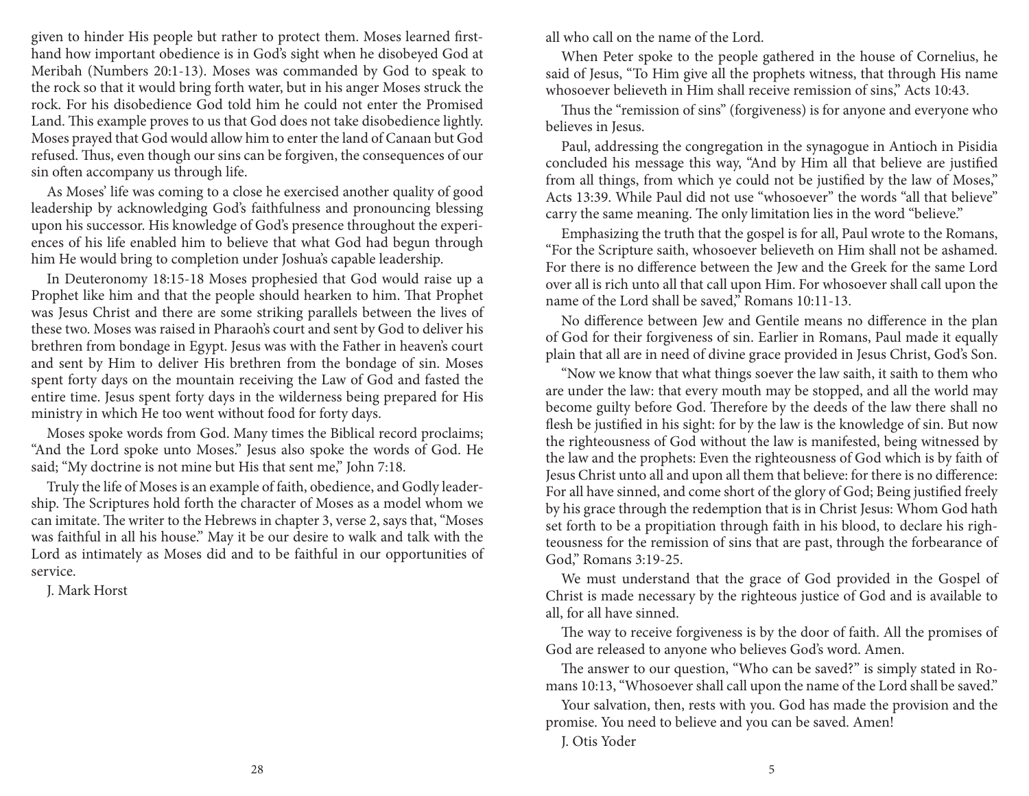given to hinder His people but rather to protect them. Moses learned first-hand how important obedience is in God's sight when he disobeyed God at Meribah (Numbers 20:1-13). Moses was commanded by God to speak to the rock so that it would bring forth water, but in his anger Moses struck the rock. For his disobedience God told him he could not enter the Promised Land. This example proves to us that God does not take disobedience lightly. Moses prayed that God would allow him to enter the land of Canaan but God refused. Thus, even though our sins can be forgiven, the consequences of our sin often accompany us through life.

As Moses' life was coming to a close he exercised another quality of good leadership by acknowledging God's faithfulness and pronouncing blessing upon his successor. His knowledge of God's presence throughout the experiences of his life enabled him to believe that what God had begun through him He would bring to completion under Joshua's capable leadership.

In Deuteronomy 18:15-18 Moses prophesied that God would raise up a Prophet like him and that the people should hearken to him. That Prophet was Jesus Christ and there are some striking parallels between the lives of these two. Moses was raised in Pharaoh's court and sent by God to deliver his brethren from bondage in Egypt. Jesus was with the Father in heaven's court and sent by Him to deliver His brethren from the bondage of sin. Moses spent forty days on the mountain receiving the Law of God and fasted the entire time. Jesus spent forty days in the wilderness being prepared for His ministry in which He too went without food for forty days.

Moses spoke words from God. Many times the Biblical record proclaims; "And the Lord spoke unto Moses." Jesus also spoke the words of God. He said; "My doctrine is not mine but His that sent me," John 7:18.

Truly the life of Moses is an example of faith, obedience, and Godly leadership. The Scriptures hold forth the character of Moses as a model whom we can imitate. The writer to the Hebrews in chapter 3, verse 2, says that, "Moses was faithful in all his house." May it be our desire to walk and talk with the Lord as intimately as Moses did and to be faithful in our opportunities of service.

J. Mark Horst

all who call on the name of the Lord.

When Peter spoke to the people gathered in the house of Cornelius, he said of Jesus, "To Him give all the prophets witness, that through His name whosoever believeth in Him shall receive remission of sins," Acts 10:43.

Thus the "remission of sins" (forgiveness) is for anyone and everyone who believes in Jesus.

Paul, addressing the congregation in the synagogue in Antioch in Pisidia concluded his message this way, "And by Him all that believe are justified from all things, from which ye could not be justified by the law of Moses," Acts 13:39. While Paul did not use "whosoever" the words "all that believe" carry the same meaning. The only limitation lies in the word "believe."

Emphasizing the truth that the gospel is for all, Paul wrote to the Romans, "For the Scripture saith, whosoever believeth on Him shall not be ashamed. For there is no difference between the Jew and the Greek for the same Lord over all is rich unto all that call upon Him. For whosoever shall call upon the name of the Lord shall be saved," Romans 10:11-13.

No difference between Jew and Gentile means no difference in the plan of God for their forgiveness of sin. Earlier in Romans, Paul made it equally plain that all are in need of divine grace provided in Jesus Christ, God's Son.

"Now we know that what things soever the law saith, it saith to them who are under the law: that every mouth may be stopped, and all the world may become guilty before God. Therefore by the deeds of the law there shall no flesh be justified in his sight: for by the law is the knowledge of sin. But now the righteousness of God without the law is manifested, being witnessed by the law and the prophets: Even the righteousness of God which is by faith of Jesus Christ unto all and upon all them that believe: for there is no difference: For all have sinned, and come short of the glory of God; Being justified freely by his grace through the redemption that is in Christ Jesus: Whom God hath set forth to be a propitiation through faith in his blood, to declare his righteousness for the remission of sins that are past, through the forbearance of God," Romans 3:19-25.

We must understand that the grace of God provided in the Gospel of Christ is made necessary by the righteous justice of God and is available to all, for all have sinned.

The way to receive forgiveness is by the door of faith. All the promises of God are released to anyone who believes God's word. Amen.

The answer to our question, "Who can be saved?" is simply stated in Romans 10:13, "Whosoever shall call upon the name of the Lord shall be saved."

Your salvation, then, rests with you. God has made the provision and the promise. You need to believe and you can be saved. Amen!

J. Otis Yoder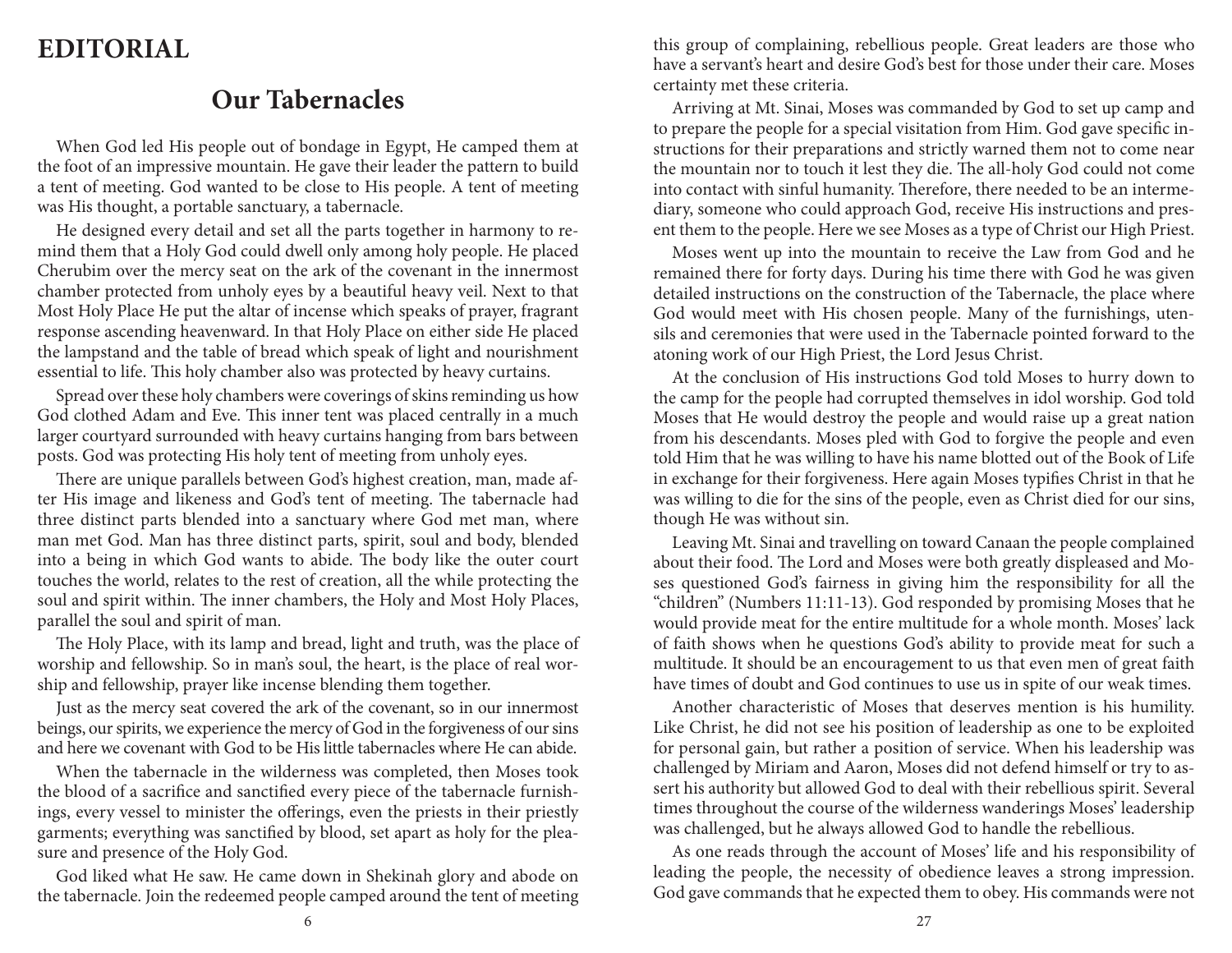# EDITORIAL

## Our Tabernacles

When God led His people out of bondage in Egypt, He camped them at the foot of an impressive mountain. He gave their leader the pattern to build a tent of meeting. God wanted to be close to His people. A tent of meeting was His thought, a portable sanctuary, a tabernacle.

He designed every detail and set all the parts together in harmony to remind them that a Holy God could dwell only among holy people. He placed Cherubim over the mercy seat on the ark of the covenant in the innermost chamber protected from unholy eyes by a beautiful heavy veil. Next to that Most Holy Place He put the altar of incense which speaks of prayer, fragrant response ascending heavenward. In that Holy Place on either side He placed the lampstand and the table of bread which speak of light and nourishment essential to life. This holy chamber also was protected by heavy curtains.

Spread over these holy chambers were coverings of skins reminding us how God clothed Adam and Eve. This inner tent was placed centrally in a much larger courtyard surrounded with heavy curtains hanging from bars between posts. God was protecting His holy tent of meeting from unholy eyes.

There are unique parallels between God's highest creation, man, made after His image and likeness and God's tent of meeting. The tabernacle had three distinct parts blended into a sanctuary where God met man, where man met God. Man has three distinct parts, spirit, soul and body, blended into a being in which God wants to abide. The body like the outer court touches the world, relates to the rest of creation, all the while protecting the soul and spirit within. The inner chambers, the Holy and Most Holy Places, parallel the soul and spirit of man.

The Holy Place, with its lamp and bread, light and truth, was the place of worship and fellowship. So in man's soul, the heart, is the place of real worship and fellowship, prayer like incense blending them together.

Just as the mercy seat covered the ark of the covenant, so in our innermost beings, our spirits, we experience the mercy of God in the forgiveness of our sins and here we covenant with God to be His little tabernacles where He can abide.

When the tabernacle in the wilderness was completed, then Moses took the blood of a sacrifice and sanctified every piece of the tabernacle furnishings, every vessel to minister the offerings, even the priests in their priestly garments; everything was sanctified by blood, set apart as holy for the pleasure and presence of the Holy God.

God liked what He saw. He came down in Shekinah glory and abode on the tabernacle. Join the redeemed people camped around the tent of meeting

this group of complaining, rebellious people. Great leaders are those who have a servant's heart and desire God's best for those under their care. Moses certainty met these criteria.

Arriving at Mt. Sinai, Moses was commanded by God to set up camp and to prepare the people for a special visitation from Him. God gave specific instructions for their preparations and strictly warned them not to come near the mountain nor to touch it lest they die. The all-holy God could not come into contact with sinful humanity. Therefore, there needed to be an intermediary, someone who could approach God, receive His instructions and present them to the people. Here we see Moses as a type of Christ our High Priest.

Moses went up into the mountain to receive the Law from God and he remained there for forty days. During his time there with God he was given detailed instructions on the construction of the Tabernacle, the place where God would meet with His chosen people. Many of the furnishings, utensils and ceremonies that were used in the Tabernacle pointed forward to the atoning work of our High Priest, the Lord Jesus Christ.

At the conclusion of His instructions God told Moses to hurry down to the camp for the people had corrupted themselves in idol worship. God told Moses that He would destroy the people and would raise up a great nation from his descendants. Moses pled with God to forgive the people and even told Him that he was willing to have his name blotted out of the Book of Life in exchange for their forgiveness. Here again Moses typifies Christ in that he was willing to die for the sins of the people, even as Christ died for our sins, though He was without sin.

Leaving Mt. Sinai and travelling on toward Canaan the people complained about their food. The Lord and Moses were both greatly displeased and Moses questioned God's fairness in giving him the responsibility for all the "children" (Numbers 11:11-13). God responded by promising Moses that he would provide meat for the entire multitude for a whole month. Moses' lack of faith shows when he questions God's ability to provide meat for such a multitude. It should be an encouragement to us that even men of great faith have times of doubt and God continues to use us in spite of our weak times.

Another characteristic of Moses that deserves mention is his humility. Like Christ, he did not see his position of leadership as one to be exploited for personal gain, but rather a position of service. When his leadership was challenged by Miriam and Aaron, Moses did not defend himself or try to assert his authority but allowed God to deal with their rebellious spirit. Several times throughout the course of the wilderness wanderings Moses' leadership was challenged, but he always allowed God to handle the rebellious.

As one reads through the account of Moses' life and his responsibility of leading the people, the necessity of obedience leaves a strong impression. God gave commands that he expected them to obey. His commands were not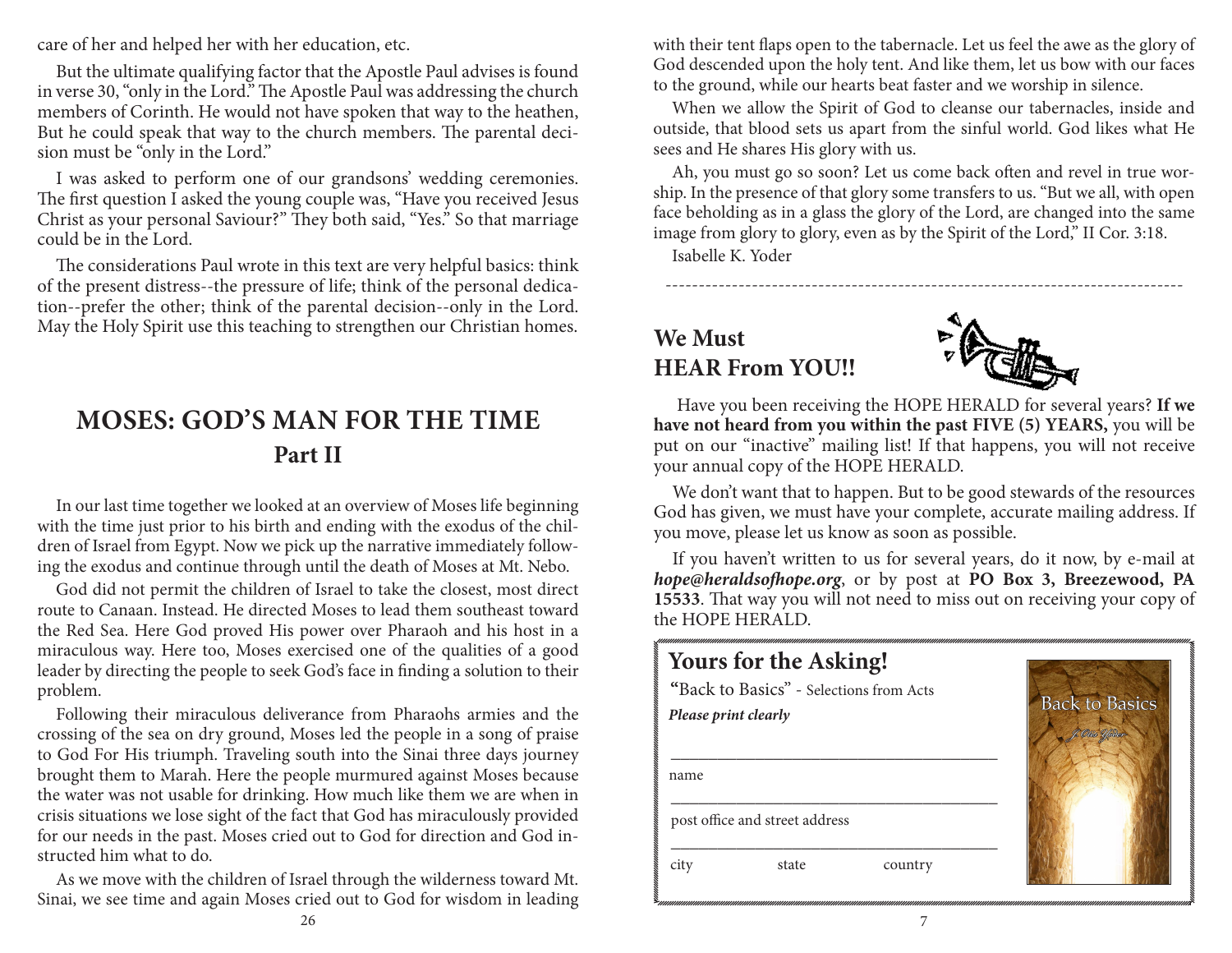care of her and helped her with her education, etc.

But the ultimate qualifying factor that the Apostle Paul advises is found in verse 30, "only in the Lord." The Apostle Paul was addressing the church members of Corinth. He would not have spoken that way to the heathen, But he could speak that way to the church members. The parental decision must be "only in the Lord."

I was asked to perform one of our grandsons' wedding ceremonies. The first question I asked the young couple was, "Have you received Jesus Christ as your personal Saviour?" They both said, "Yes." So that marriage could be in the Lord.

The considerations Paul wrote in this text are very helpful basics: think of the present distress--the pressure of life; think of the personal dedication--prefer the other; think of the parental decision--only in the Lord. May the Holy Spirit use this teaching to strengthen our Christian homes.

# MOSES: GOD'S MAN FOR THE TIME
## Part II

In our last time together we looked at an overview of Moses life beginning with the time just prior to his birth and ending with the exodus of the children of Israel from Egypt. Now we pick up the narrative immediately following the exodus and continue through until the death of Moses at Mt. Nebo.

God did not permit the children of Israel to take the closest, most direct route to Canaan. Instead. He directed Moses to lead them southeast toward the Red Sea. Here God proved His power over Pharaoh and his host in a miraculous way. Here too, Moses exercised one of the qualities of a good leader by directing the people to seek God's face in finding a solution to their problem.

Following their miraculous deliverance from Pharaohs armies and the crossing of the sea on dry ground, Moses led the people in a song of praise to God For His triumph. Traveling south into the Sinai three days journey brought them to Marah. Here the people murmured against Moses because the water was not usable for drinking. How much like them we are when in crisis situations we lose sight of the fact that God has miraculously provided for our needs in the past. Moses cried out to God for direction and God instructed him what to do.

As we move with the children of Israel through the wilderness toward Mt. Sinai, we see time and again Moses cried out to God for wisdom in leading

with their tent flaps open to the tabernacle. Let us feel the awe as the glory of God descended upon the holy tent. And like them, let us bow with our faces to the ground, while our hearts beat faster and we worship in silence.

When we allow the Spirit of God to cleanse our tabernacles, inside and outside, that blood sets us apart from the sinful world. God likes what He sees and He shares His glory with us.

Ah, you must go so soon? Let us come back often and revel in true worship. In the presence of that glory some transfers to us. "But we all, with open face beholding as in a glass the glory of the Lord, are changed into the same image from glory to glory, even as by the Spirit of the Lord," II Cor. 3:18.

Isabelle K. Yoder

---

## We Must HEAR From YOU!!

Have you been receiving the HOPE HERALD for several years? **If we have not heard from you within the past FIVE (5) YEARS,** you will be put on our "inactive" mailing list! If that happens, you will not receive your annual copy of the HOPE HERALD.

We don't want that to happen. But to be good stewards of the resources God has given, we must have your complete, accurate mailing address. If you move, please let us know as soon as possible.

If you haven't written to us for several years, do it now, by e-mail at ***hope@heraldsofhope.org***, or by post at **PO Box 3, Breezewood, PA 15533**. That way you will not need to miss out on receiving your copy of the HOPE HERALD.

## Yours for the Asking!

"Back to Basics" - Selections from Acts

***Please print clearly***

_______________________________________
name

_______________________________________
post office and street address

_______________________________________
city state country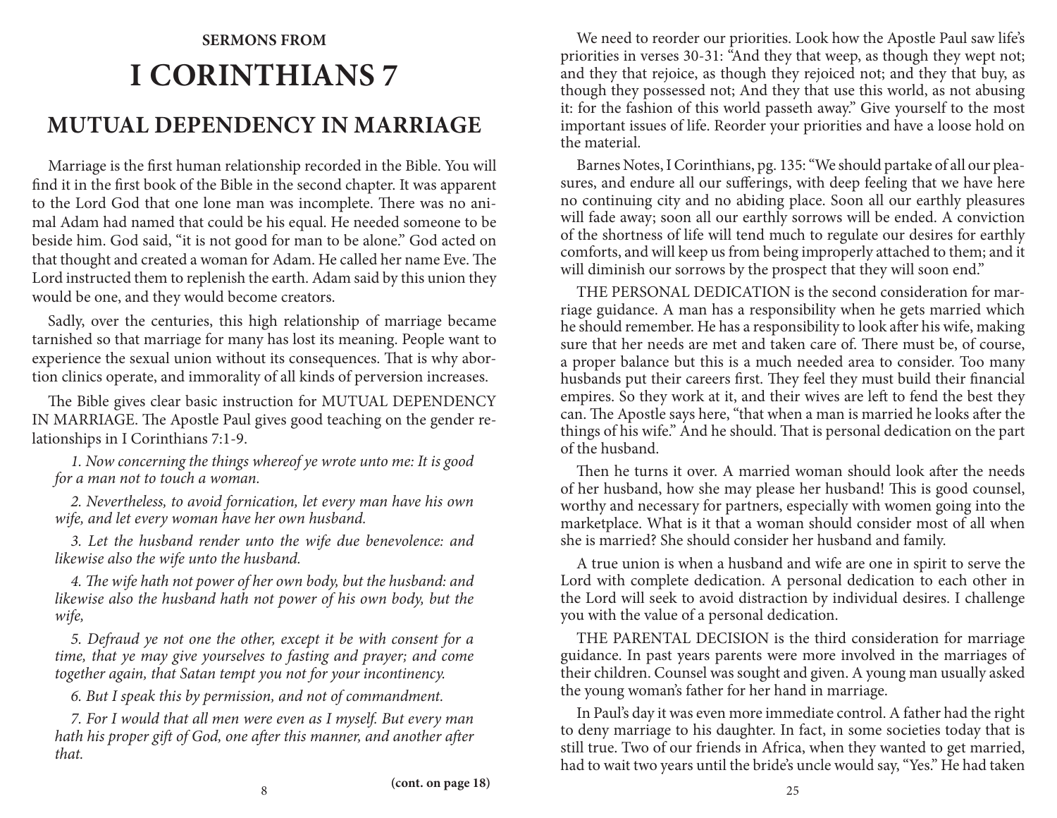## SERMONS FROM

# I CORINTHIANS 7

## MUTUAL DEPENDENCY IN MARRIAGE

Marriage is the first human relationship recorded in the Bible. You will find it in the first book of the Bible in the second chapter. It was apparent to the Lord God that one lone man was incomplete. There was no animal Adam had named that could be his equal. He needed someone to be beside him. God said, "it is not good for man to be alone." God acted on that thought and created a woman for Adam. He called her name Eve. The Lord instructed them to replenish the earth. Adam said by this union they would be one, and they would become creators.

Sadly, over the centuries, this high relationship of marriage became tarnished so that marriage for many has lost its meaning. People want to experience the sexual union without its consequences. That is why abortion clinics operate, and immorality of all kinds of perversion increases.

The Bible gives clear basic instruction for MUTUAL DEPENDENCY IN MARRIAGE. The Apostle Paul gives good teaching on the gender relationships in I Corinthians 7:1-9.

*1. Now concerning the things whereof ye wrote unto me: It is good for a man not to touch a woman.*

*2. Nevertheless, to avoid fornication, let every man have his own wife, and let every woman have her own husband.*

*3. Let the husband render unto the wife due benevolence: and likewise also the wife unto the husband.*

*4. The wife hath not power of her own body, but the husband: and likewise also the husband hath not power of his own body, but the wife,*

*5. Defraud ye not one the other, except it be with consent for a time, that ye may give yourselves to fasting and prayer; and come together again, that Satan tempt you not for your incontinency.*

*6. But I speak this by permission, and not of commandment.*

*7. For I would that all men were even as I myself. But every man hath his proper gift of God, one after this manner, and another after that.*

**(cont. on page 18)**

We need to reorder our priorities. Look how the Apostle Paul saw life's priorities in verses 30-31: "And they that weep, as though they wept not; and they that rejoice, as though they rejoiced not; and they that buy, as though they possessed not; And they that use this world, as not abusing it: for the fashion of this world passeth away." Give yourself to the most important issues of life. Reorder your priorities and have a loose hold on the material.

Barnes Notes, I Corinthians, pg. 135: "We should partake of all our pleasures, and endure all our sufferings, with deep feeling that we have here no continuing city and no abiding place. Soon all our earthly pleasures will fade away; soon all our earthly sorrows will be ended. A conviction of the shortness of life will tend much to regulate our desires for earthly comforts, and will keep us from being improperly attached to them; and it will diminish our sorrows by the prospect that they will soon end."

THE PERSONAL DEDICATION is the second consideration for marriage guidance. A man has a responsibility when he gets married which he should remember. He has a responsibility to look after his wife, making sure that her needs are met and taken care of. There must be, of course, a proper balance but this is a much needed area to consider. Too many husbands put their careers first. They feel they must build their financial empires. So they work at it, and their wives are left to fend the best they can. The Apostle says here, "that when a man is married he looks after the things of his wife." And he should. That is personal dedication on the part of the husband.

Then he turns it over. A married woman should look after the needs of her husband, how she may please her husband! This is good counsel, worthy and necessary for partners, especially with women going into the marketplace. What is it that a woman should consider most of all when she is married? She should consider her husband and family.

A true union is when a husband and wife are one in spirit to serve the Lord with complete dedication. A personal dedication to each other in the Lord will seek to avoid distraction by individual desires. I challenge you with the value of a personal dedication.

THE PARENTAL DECISION is the third consideration for marriage guidance. In past years parents were more involved in the marriages of their children. Counsel was sought and given. A young man usually asked the young woman's father for her hand in marriage.

In Paul's day it was even more immediate control. A father had the right to deny marriage to his daughter. In fact, in some societies today that is still true. Two of our friends in Africa, when they wanted to get married, had to wait two years until the bride's uncle would say, "Yes." He had taken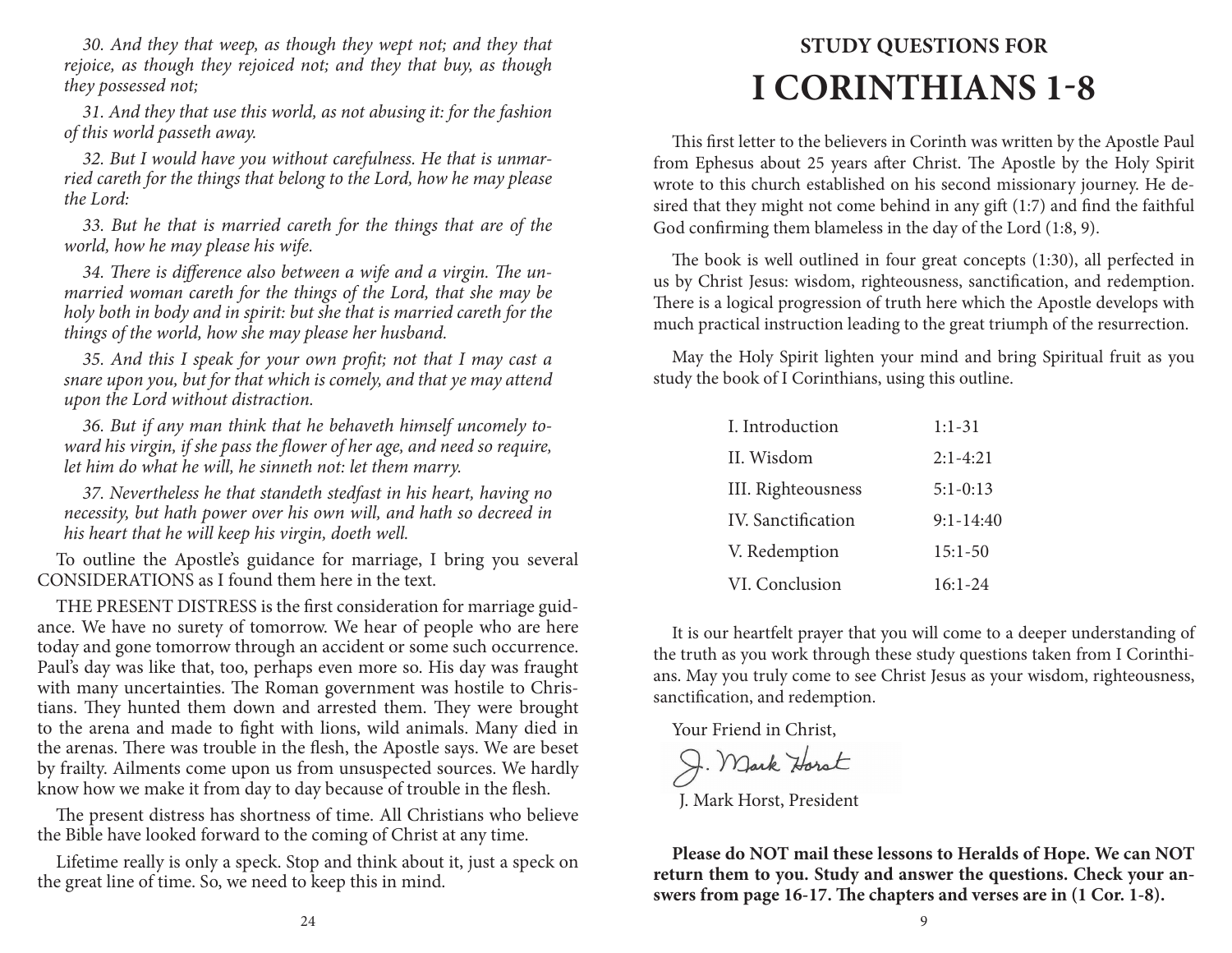*30. And they that weep, as though they wept not; and they that rejoice, as though they rejoiced not; and they that buy, as though they possessed not;*

*31. And they that use this world, as not abusing it: for the fashion of this world passeth away.*

*32. But I would have you without carefulness. He that is unmarried careth for the things that belong to the Lord, how he may please the Lord:*

*33. But he that is married careth for the things that are of the world, how he may please his wife.*

*34. There is difference also between a wife and a virgin. The unmarried woman careth for the things of the Lord, that she may be holy both in body and in spirit: but she that is married careth for the things of the world, how she may please her husband.*

*35. And this I speak for your own profit; not that I may cast a snare upon you, but for that which is comely, and that ye may attend upon the Lord without distraction.*

*36. But if any man think that he behaveth himself uncomely toward his virgin, if she pass the flower of her age, and need so require, let him do what he will, he sinneth not: let them marry.*

*37. Nevertheless he that standeth stedfast in his heart, having no necessity, but hath power over his own will, and hath so decreed in his heart that he will keep his virgin, doeth well.*

To outline the Apostle's guidance for marriage, I bring you several CONSIDERATIONS as I found them here in the text.

THE PRESENT DISTRESS is the first consideration for marriage guidance. We have no surety of tomorrow. We hear of people who are here today and gone tomorrow through an accident or some such occurrence. Paul's day was like that, too, perhaps even more so. His day was fraught with many uncertainties. The Roman government was hostile to Christians. They hunted them down and arrested them. They were brought to the arena and made to fight with lions, wild animals. Many died in the arenas. There was trouble in the flesh, the Apostle says. We are beset by frailty. Ailments come upon us from unsuspected sources. We hardly know how we make it from day to day because of trouble in the flesh.

The present distress has shortness of time. All Christians who believe the Bible have looked forward to the coming of Christ at any time.

Lifetime really is only a speck. Stop and think about it, just a speck on the great line of time. So, we need to keep this in mind.

## STUDY QUESTIONS FOR

# I CORINTHIANS 1-8

This first letter to the believers in Corinth was written by the Apostle Paul from Ephesus about 25 years after Christ. The Apostle by the Holy Spirit wrote to this church established on his second missionary journey. He desired that they might not come behind in any gift (1:7) and find the faithful God confirming them blameless in the day of the Lord (1:8, 9).

The book is well outlined in four great concepts (1:30), all perfected in us by Christ Jesus: wisdom, righteousness, sanctification, and redemption. There is a logical progression of truth here which the Apostle develops with much practical instruction leading to the great triumph of the resurrection.

May the Holy Spirit lighten your mind and bring Spiritual fruit as you study the book of I Corinthians, using this outline.

| | |
|---|---|
| I. Introduction | 1:1-31 |
| II. Wisdom | 2:1-4:21 |
| III. Righteousness | 5:1-0:13 |
| IV. Sanctification | 9:1-14:40 |
| V. Redemption | 15:1-50 |
| VI. Conclusion | 16:1-24 |

It is our heartfelt prayer that you will come to a deeper understanding of the truth as you work through these study questions taken from I Corinthians. May you truly come to see Christ Jesus as your wisdom, righteousness, sanctification, and redemption.

Your Friend in Christ,

J. Mark Horst

J. Mark Horst, President

**Please do NOT mail these lessons to Heralds of Hope. We can NOT return them to you. Study and answer the questions. Check your answers from page 16-17. The chapters and verses are in (1 Cor. 1-8).**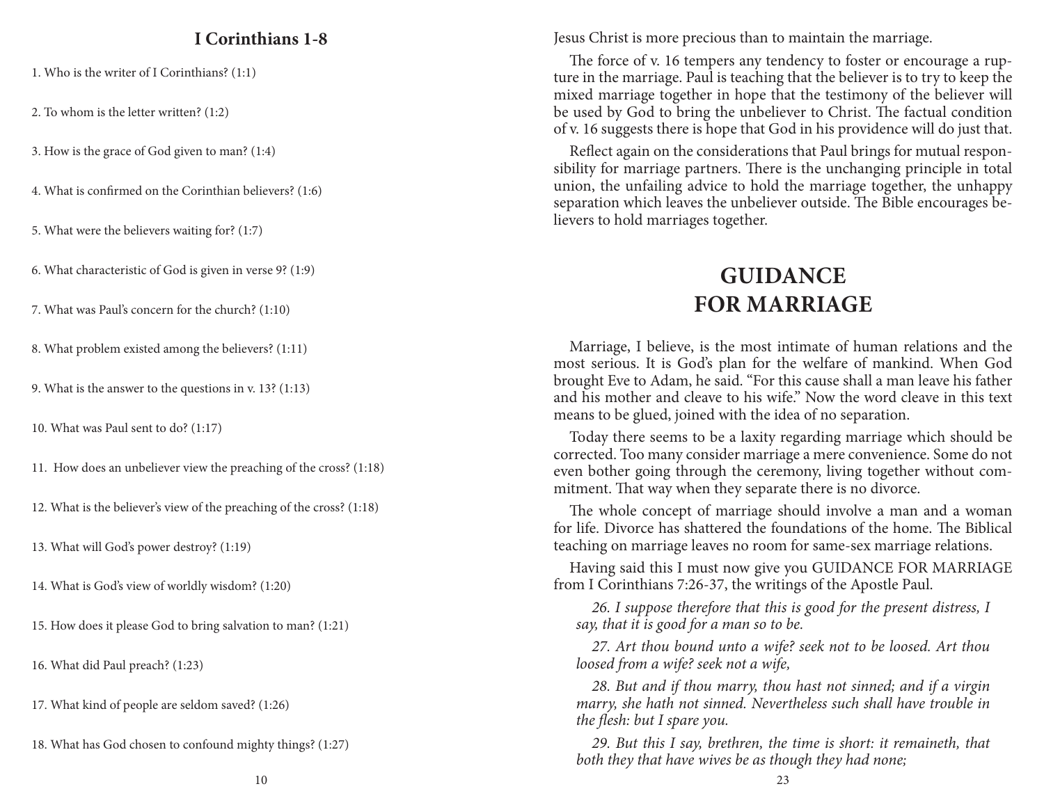## I Corinthians 1-8

1. Who is the writer of I Corinthians? (1:1)

2. To whom is the letter written? (1:2)

3. How is the grace of God given to man? (1:4)

4. What is confirmed on the Corinthian believers? (1:6)

5. What were the believers waiting for? (1:7)

6. What characteristic of God is given in verse 9? (1:9)

7. What was Paul's concern for the church? (1:10)

8. What problem existed among the believers? (1:11)

9. What is the answer to the questions in v. 13? (1:13)

10. What was Paul sent to do? (1:17)

11. How does an unbeliever view the preaching of the cross? (1:18)

12. What is the believer's view of the preaching of the cross? (1:18)

13. What will God's power destroy? (1:19)

14. What is God's view of worldly wisdom? (1:20)

15. How does it please God to bring salvation to man? (1:21)

16. What did Paul preach? (1:23)

17. What kind of people are seldom saved? (1:26)

18. What has God chosen to confound mighty things? (1:27)

Jesus Christ is more precious than to maintain the marriage.

The force of v. 16 tempers any tendency to foster or encourage a rupture in the marriage. Paul is teaching that the believer is to try to keep the mixed marriage together in hope that the testimony of the believer will be used by God to bring the unbeliever to Christ. The factual condition of v. 16 suggests there is hope that God in his providence will do just that.

Reflect again on the considerations that Paul brings for mutual responsibility for marriage partners. There is the unchanging principle in total union, the unfailing advice to hold the marriage together, the unhappy separation which leaves the unbeliever outside. The Bible encourages believers to hold marriages together.

# GUIDANCE FOR MARRIAGE

Marriage, I believe, is the most intimate of human relations and the most serious. It is God's plan for the welfare of mankind. When God brought Eve to Adam, he said. "For this cause shall a man leave his father and his mother and cleave to his wife." Now the word cleave in this text means to be glued, joined with the idea of no separation.

Today there seems to be a laxity regarding marriage which should be corrected. Too many consider marriage a mere convenience. Some do not even bother going through the ceremony, living together without commitment. That way when they separate there is no divorce.

The whole concept of marriage should involve a man and a woman for life. Divorce has shattered the foundations of the home. The Biblical teaching on marriage leaves no room for same-sex marriage relations.

Having said this I must now give you GUIDANCE FOR MARRIAGE from I Corinthians 7:26-37, the writings of the Apostle Paul.

> *26. I suppose therefore that this is good for the present distress, I say, that it is good for a man so to be.*
>
> *27. Art thou bound unto a wife? seek not to be loosed. Art thou loosed from a wife? seek not a wife,*
>
> *28. But and if thou marry, thou hast not sinned; and if a virgin marry, she hath not sinned. Nevertheless such shall have trouble in the flesh: but I spare you.*
>
> *29. But this I say, brethren, the time is short: it remaineth, that both they that have wives be as though they had none;*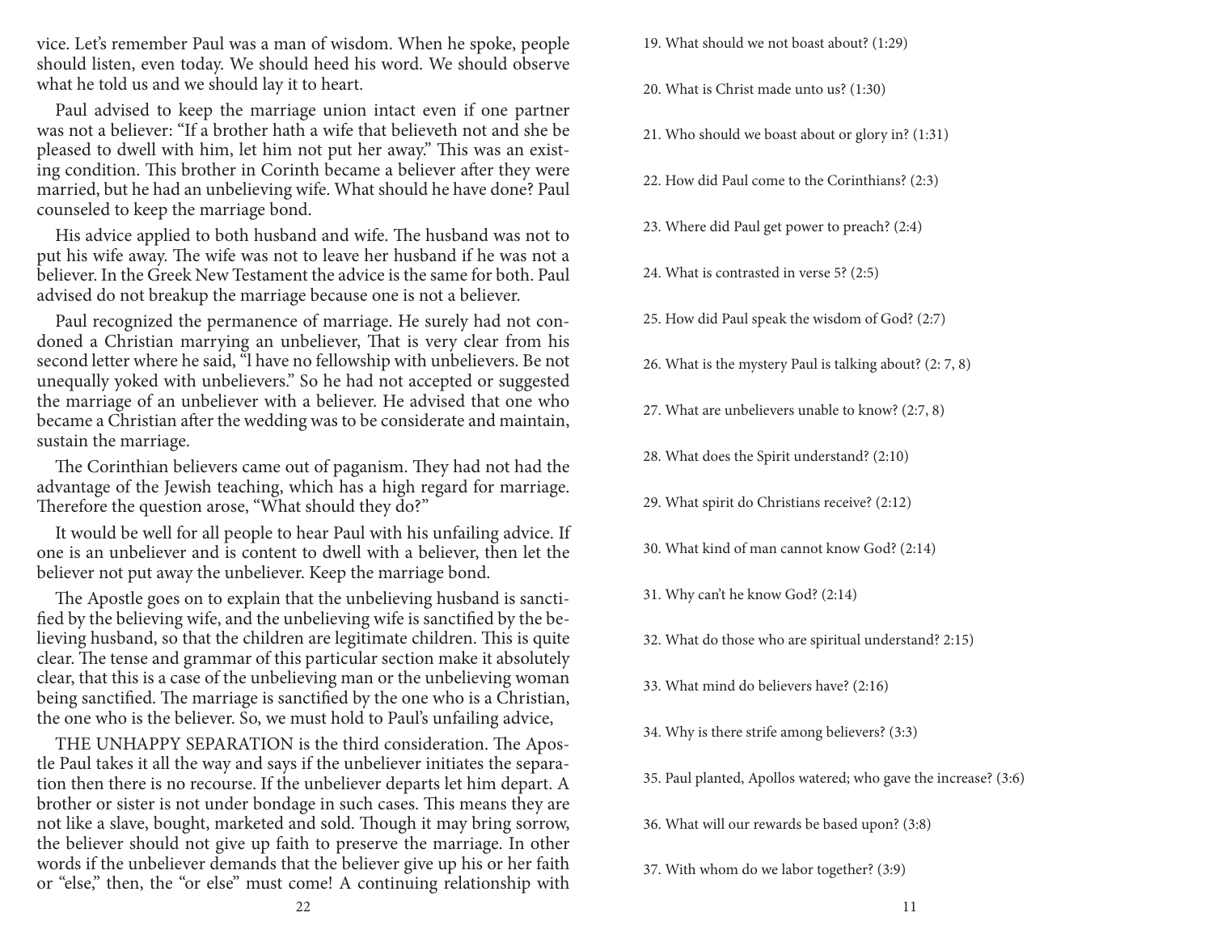vice. Let's remember Paul was a man of wisdom. When he spoke, people should listen, even today. We should heed his word. We should observe what he told us and we should lay it to heart.

Paul advised to keep the marriage union intact even if one partner was not a believer: "If a brother hath a wife that believeth not and she be pleased to dwell with him, let him not put her away." This was an existing condition. This brother in Corinth became a believer after they were married, but he had an unbelieving wife. What should he have done? Paul counseled to keep the marriage bond.

His advice applied to both husband and wife. The husband was not to put his wife away. The wife was not to leave her husband if he was not a believer. In the Greek New Testament the advice is the same for both. Paul advised do not breakup the marriage because one is not a believer.

Paul recognized the permanence of marriage. He surely had not condoned a Christian marrying an unbeliever, That is very clear from his second letter where he said, "l have no fellowship with unbelievers. Be not unequally yoked with unbelievers." So he had not accepted or suggested the marriage of an unbeliever with a believer. He advised that one who became a Christian after the wedding was to be considerate and maintain, sustain the marriage.

The Corinthian believers came out of paganism. They had not had the advantage of the Jewish teaching, which has a high regard for marriage. Therefore the question arose, "What should they do?"

It would be well for all people to hear Paul with his unfailing advice. If one is an unbeliever and is content to dwell with a believer, then let the believer not put away the unbeliever. Keep the marriage bond.

The Apostle goes on to explain that the unbelieving husband is sanctified by the believing wife, and the unbelieving wife is sanctified by the believing husband, so that the children are legitimate children. This is quite clear. The tense and grammar of this particular section make it absolutely clear, that this is a case of the unbelieving man or the unbelieving woman being sanctified. The marriage is sanctified by the one who is a Christian, the one who is the believer. So, we must hold to Paul's unfailing advice,

THE UNHAPPY SEPARATION is the third consideration. The Apostle Paul takes it all the way and says if the unbeliever initiates the separation then there is no recourse. If the unbeliever departs let him depart. A brother or sister is not under bondage in such cases. This means they are not like a slave, bought, marketed and sold. Though it may bring sorrow, the believer should not give up faith to preserve the marriage. In other words if the unbeliever demands that the believer give up his or her faith or "else," then, the "or else" must come! A continuing relationship with

19. What should we not boast about? (1:29)

20. What is Christ made unto us? (1:30)

21. Who should we boast about or glory in? (1:31)

22. How did Paul come to the Corinthians? (2:3)

23. Where did Paul get power to preach? (2:4)

24. What is contrasted in verse 5? (2:5)

25. How did Paul speak the wisdom of God? (2:7)

26. What is the mystery Paul is talking about? (2: 7, 8)

27. What are unbelievers unable to know? (2:7, 8)

28. What does the Spirit understand? (2:10)

29. What spirit do Christians receive? (2:12)

30. What kind of man cannot know God? (2:14)

31. Why can't he know God? (2:14)

32. What do those who are spiritual understand? 2:15)

33. What mind do believers have? (2:16)

34. Why is there strife among believers? (3:3)

35. Paul planted, Apollos watered; who gave the increase? (3:6)

36. What will our rewards be based upon? (3:8)

37. With whom do we labor together? (3:9)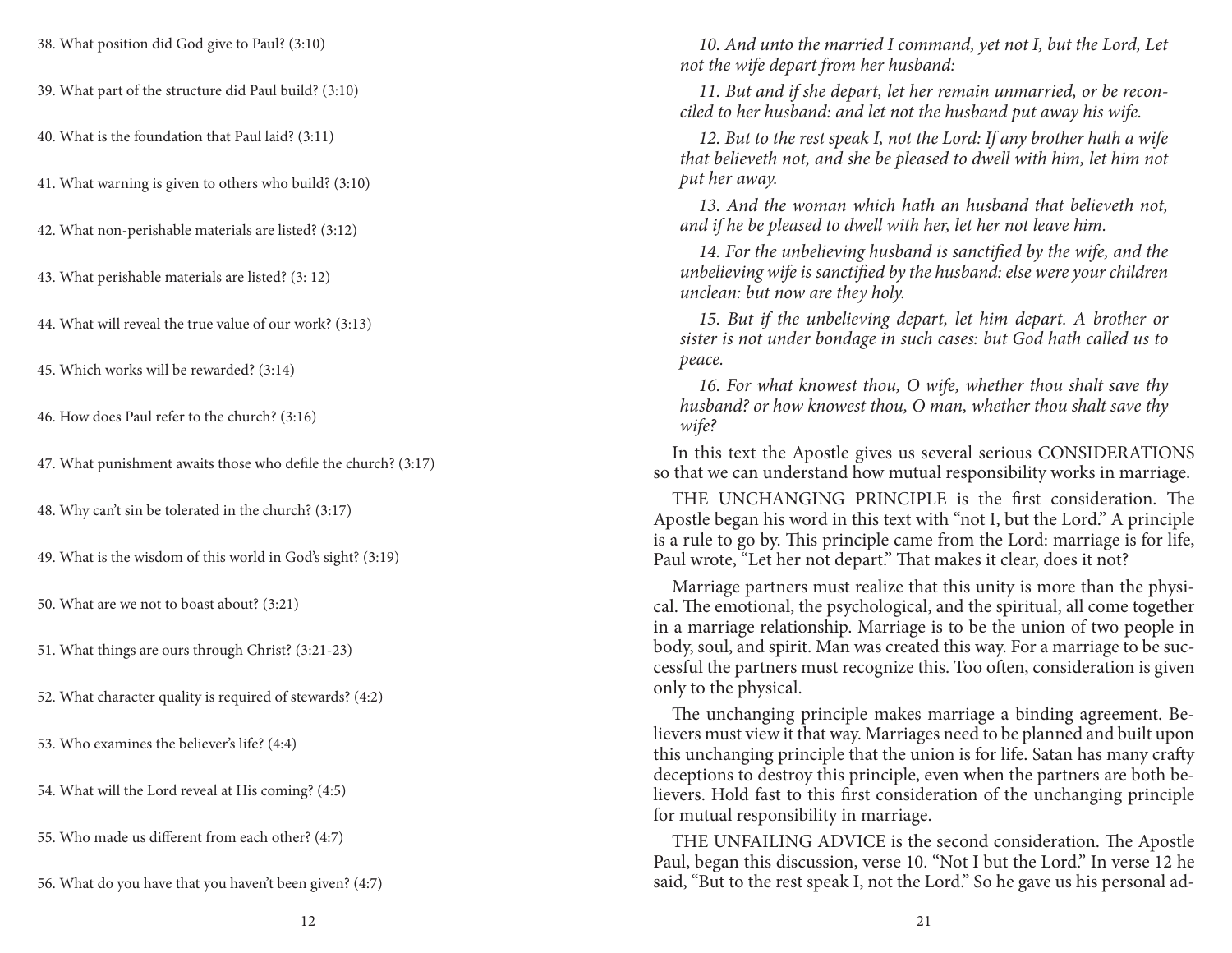38. What position did God give to Paul? (3:10)

39. What part of the structure did Paul build? (3:10)

40. What is the foundation that Paul laid? (3:11)

41. What warning is given to others who build? (3:10)

42. What non-perishable materials are listed? (3:12)

43. What perishable materials are listed? (3: 12)

44. What will reveal the true value of our work? (3:13)

45. Which works will be rewarded? (3:14)

46. How does Paul refer to the church? (3:16)

47. What punishment awaits those who defile the church? (3:17)

48. Why can't sin be tolerated in the church? (3:17)

49. What is the wisdom of this world in God's sight? (3:19)

50. What are we not to boast about? (3:21)

51. What things are ours through Christ? (3:21-23)

52. What character quality is required of stewards? (4:2)

53. Who examines the believer's life? (4:4)

54. What will the Lord reveal at His coming? (4:5)

55. Who made us different from each other? (4:7)

56. What do you have that you haven't been given? (4:7)

*10. And unto the married I command, yet not I, but the Lord, Let not the wife depart from her husband:*

*11. But and if she depart, let her remain unmarried, or be reconciled to her husband: and let not the husband put away his wife.*

*12. But to the rest speak I, not the Lord: If any brother hath a wife that believeth not, and she be pleased to dwell with him, let him not put her away.*

*13. And the woman which hath an husband that believeth not, and if he be pleased to dwell with her, let her not leave him.*

*14. For the unbelieving husband is sanctified by the wife, and the unbelieving wife is sanctified by the husband: else were your children unclean: but now are they holy.*

*15. But if the unbelieving depart, let him depart. A brother or sister is not under bondage in such cases: but God hath called us to peace.*

*16. For what knowest thou, O wife, whether thou shalt save thy husband? or how knowest thou, O man, whether thou shalt save thy wife?*

In this text the Apostle gives us several serious CONSIDERATIONS so that we can understand how mutual responsibility works in marriage.

THE UNCHANGING PRINCIPLE is the first consideration. The Apostle began his word in this text with "not I, but the Lord." A principle is a rule to go by. This principle came from the Lord: marriage is for life, Paul wrote, "Let her not depart." That makes it clear, does it not?

Marriage partners must realize that this unity is more than the physical. The emotional, the psychological, and the spiritual, all come together in a marriage relationship. Marriage is to be the union of two people in body, soul, and spirit. Man was created this way. For a marriage to be successful the partners must recognize this. Too often, consideration is given only to the physical.

The unchanging principle makes marriage a binding agreement. Believers must view it that way. Marriages need to be planned and built upon this unchanging principle that the union is for life. Satan has many crafty deceptions to destroy this principle, even when the partners are both believers. Hold fast to this first consideration of the unchanging principle for mutual responsibility in marriage.

THE UNFAILING ADVICE is the second consideration. The Apostle Paul, began this discussion, verse 10. "Not I but the Lord." In verse 12 he said, "But to the rest speak I, not the Lord." So he gave us his personal ad-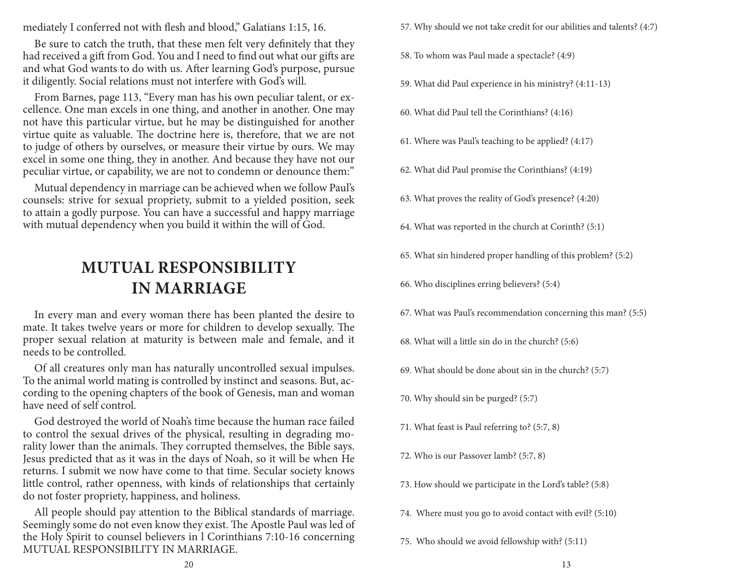mediately I conferred not with flesh and blood," Galatians 1:15, 16.

Be sure to catch the truth, that these men felt very definitely that they had received a gift from God. You and I need to find out what our gifts are and what God wants to do with us. After learning God's purpose, pursue it diligently. Social relations must not interfere with God's will.

From Barnes, page 113, "Every man has his own peculiar talent, or excellence. One man excels in one thing, and another in another. One may not have this particular virtue, but he may be distinguished for another virtue quite as valuable. The doctrine here is, therefore, that we are not to judge of others by ourselves, or measure their virtue by ours. We may excel in some one thing, they in another. And because they have not our peculiar virtue, or capability, we are not to condemn or denounce them:"

Mutual dependency in marriage can be achieved when we follow Paul's counsels: strive for sexual propriety, submit to a yielded position, seek to attain a godly purpose. You can have a successful and happy marriage with mutual dependency when you build it within the will of God.

## MUTUAL RESPONSIBILITY IN MARRIAGE

In every man and every woman there has been planted the desire to mate. It takes twelve years or more for children to develop sexually. The proper sexual relation at maturity is between male and female, and it needs to be controlled.

Of all creatures only man has naturally uncontrolled sexual impulses. To the animal world mating is controlled by instinct and seasons. But, according to the opening chapters of the book of Genesis, man and woman have need of self control.

God destroyed the world of Noah's time because the human race failed to control the sexual drives of the physical, resulting in degrading morality lower than the animals. They corrupted themselves, the Bible says. Jesus predicted that as it was in the days of Noah, so it will be when He returns. I submit we now have come to that time. Secular society knows little control, rather openness, with kinds of relationships that certainly do not foster propriety, happiness, and holiness.

All people should pay attention to the Biblical standards of marriage. Seemingly some do not even know they exist. The Apostle Paul was led of the Holy Spirit to counsel believers in l Corinthians 7:10-16 concerning MUTUAL RESPONSIBILITY IN MARRIAGE.

57. Why should we not take credit for our abilities and talents? (4:7)

58. To whom was Paul made a spectacle? (4:9)

59. What did Paul experience in his ministry? (4:11-13)

60. What did Paul tell the Corinthians? (4:16)

61. Where was Paul's teaching to be applied? (4:17)

62. What did Paul promise the Corinthians? (4:19)

63. What proves the reality of God's presence? (4:20)

64. What was reported in the church at Corinth? (5:1)

65. What sin hindered proper handling of this problem? (5:2)

66. Who disciplines erring believers? (5:4)

67. What was Paul's recommendation concerning this man? (5:5)

68. What will a little sin do in the church? (5:6)

69. What should be done about sin in the church? (5:7)

70. Why should sin be purged? (5:7)

71. What feast is Paul referring to? (5:7, 8)

72. Who is our Passover lamb? (5:7, 8)

73. How should we participate in the Lord's table? (5:8)

74. Where must you go to avoid contact with evil? (5:10)

75. Who should we avoid fellowship with? (5:11)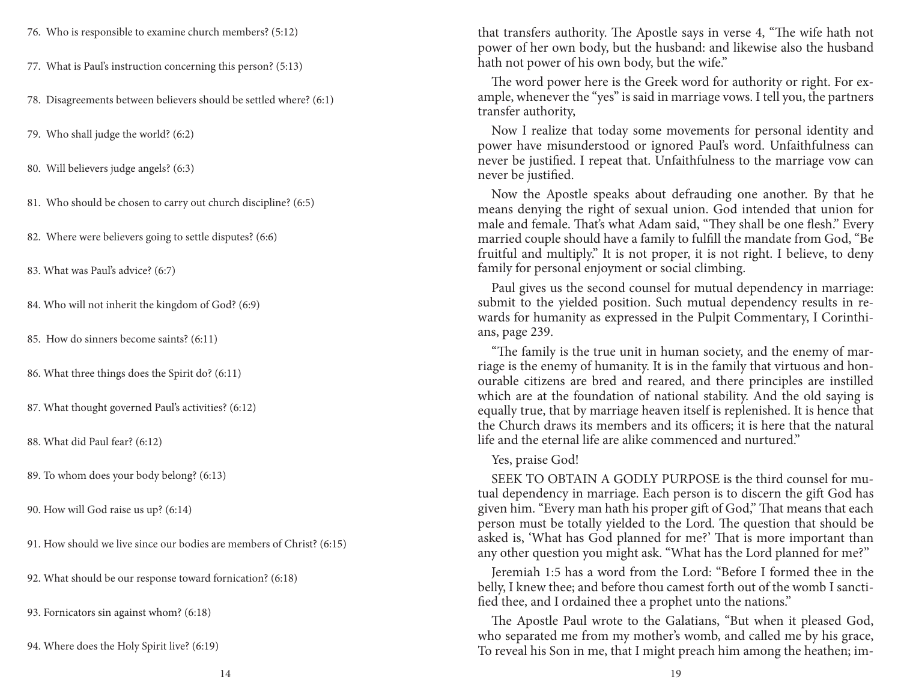76. Who is responsible to examine church members? (5:12)

77. What is Paul's instruction concerning this person? (5:13)

78. Disagreements between believers should be settled where? (6:1)

79. Who shall judge the world? (6:2)

80. Will believers judge angels? (6:3)

81. Who should be chosen to carry out church discipline? (6:5)

82. Where were believers going to settle disputes? (6:6)

83. What was Paul's advice? (6:7)

84. Who will not inherit the kingdom of God? (6:9)

85. How do sinners become saints? (6:11)

86. What three things does the Spirit do? (6:11)

87. What thought governed Paul's activities? (6:12)

88. What did Paul fear? (6:12)

89. To whom does your body belong? (6:13)

90. How will God raise us up? (6:14)

91. How should we live since our bodies are members of Christ? (6:15)

92. What should be our response toward fornication? (6:18)

93. Fornicators sin against whom? (6:18)

94. Where does the Holy Spirit live? (6:19)

that transfers authority. The Apostle says in verse 4, "The wife hath not power of her own body, but the husband: and likewise also the husband hath not power of his own body, but the wife."

The word power here is the Greek word for authority or right. For example, whenever the "yes" is said in marriage vows. I tell you, the partners transfer authority,

Now I realize that today some movements for personal identity and power have misunderstood or ignored Paul's word. Unfaithfulness can never be justified. I repeat that. Unfaithfulness to the marriage vow can never be justified.

Now the Apostle speaks about defrauding one another. By that he means denying the right of sexual union. God intended that union for male and female. That's what Adam said, "They shall be one flesh." Every married couple should have a family to fulfill the mandate from God, "Be fruitful and multiply." It is not proper, it is not right. I believe, to deny family for personal enjoyment or social climbing.

Paul gives us the second counsel for mutual dependency in marriage: submit to the yielded position. Such mutual dependency results in rewards for humanity as expressed in the Pulpit Commentary, I Corinthians, page 239.

"The family is the true unit in human society, and the enemy of marriage is the enemy of humanity. It is in the family that virtuous and honourable citizens are bred and reared, and there principles are instilled which are at the foundation of national stability. And the old saying is equally true, that by marriage heaven itself is replenished. It is hence that the Church draws its members and its officers; it is here that the natural life and the eternal life are alike commenced and nurtured."

Yes, praise God!

SEEK TO OBTAIN A GODLY PURPOSE is the third counsel for mutual dependency in marriage. Each person is to discern the gift God has given him. "Every man hath his proper gift of God," That means that each person must be totally yielded to the Lord. The question that should be asked is, 'What has God planned for me?' That is more important than any other question you might ask. "What has the Lord planned for me?"

Jeremiah 1:5 has a word from the Lord: "Before I formed thee in the belly, I knew thee; and before thou camest forth out of the womb I sanctified thee, and I ordained thee a prophet unto the nations."

The Apostle Paul wrote to the Galatians, "But when it pleased God, who separated me from my mother's womb, and called me by his grace, To reveal his Son in me, that I might preach him among the heathen; im-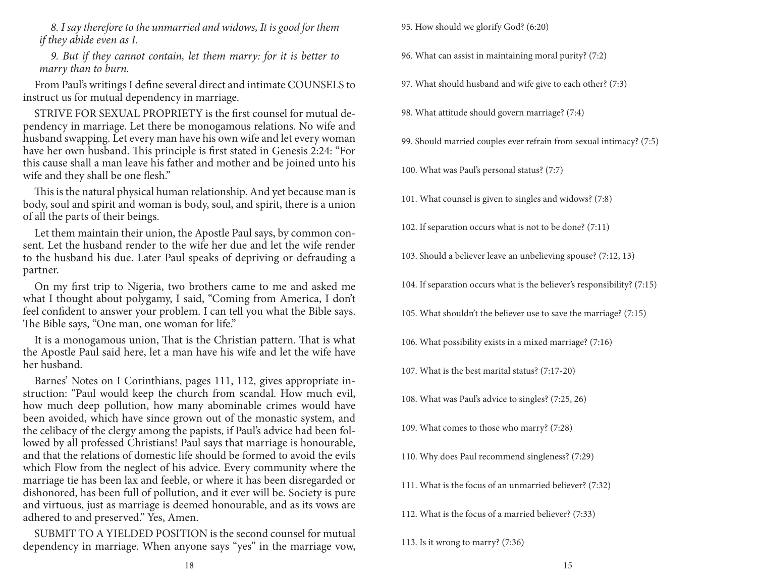*8. I say therefore to the unmarried and widows, It is good for them if they abide even as I.*

*9. But if they cannot contain, let them marry: for it is better to marry than to burn.*

From Paul's writings I define several direct and intimate COUNSELS to instruct us for mutual dependency in marriage.

STRIVE FOR SEXUAL PROPRIETY is the first counsel for mutual dependency in marriage. Let there be monogamous relations. No wife and husband swapping. Let every man have his own wife and let every woman have her own husband. This principle is first stated in Genesis 2:24: "For this cause shall a man leave his father and mother and be joined unto his wife and they shall be one flesh."

This is the natural physical human relationship. And yet because man is body, soul and spirit and woman is body, soul, and spirit, there is a union of all the parts of their beings.

Let them maintain their union, the Apostle Paul says, by common consent. Let the husband render to the wife her due and let the wife render to the husband his due. Later Paul speaks of depriving or defrauding a partner.

On my first trip to Nigeria, two brothers came to me and asked me what I thought about polygamy, I said, "Coming from America, I don't feel confident to answer your problem. I can tell you what the Bible says. The Bible says, "One man, one woman for life."

It is a monogamous union, That is the Christian pattern. That is what the Apostle Paul said here, let a man have his wife and let the wife have her husband.

Barnes' Notes on I Corinthians, pages 111, 112, gives appropriate instruction: "Paul would keep the church from scandal. How much evil, how much deep pollution, how many abominable crimes would have been avoided, which have since grown out of the monastic system, and the celibacy of the clergy among the papists, if Paul's advice had been followed by all professed Christians! Paul says that marriage is honourable, and that the relations of domestic life should be formed to avoid the evils which Flow from the neglect of his advice. Every community where the marriage tie has been lax and feeble, or where it has been disregarded or dishonored, has been full of pollution, and it ever will be. Society is pure and virtuous, just as marriage is deemed honourable, and as its vows are adhered to and preserved." Yes, Amen.

SUBMIT TO A YIELDED POSITION is the second counsel for mutual dependency in marriage. When anyone says "yes" in the marriage vow,

95. How should we glorify God? (6:20)

96. What can assist in maintaining moral purity? (7:2)

97. What should husband and wife give to each other? (7:3)

98. What attitude should govern marriage? (7:4)

99. Should married couples ever refrain from sexual intimacy? (7:5)

100. What was Paul's personal status? (7:7)

101. What counsel is given to singles and widows? (7:8)

102. If separation occurs what is not to be done? (7:11)

103. Should a believer leave an unbelieving spouse? (7:12, 13)

104. If separation occurs what is the believer's responsibility? (7:15)

105. What shouldn't the believer use to save the marriage? (7:15)

106. What possibility exists in a mixed marriage? (7:16)

107. What is the best marital status? (7:17-20)

108. What was Paul's advice to singles? (7:25, 26)

109. What comes to those who marry? (7:28)

110. Why does Paul recommend singleness? (7:29)

111. What is the focus of an unmarried believer? (7:32)

112. What is the focus of a married believer? (7:33)

113. Is it wrong to marry? (7:36)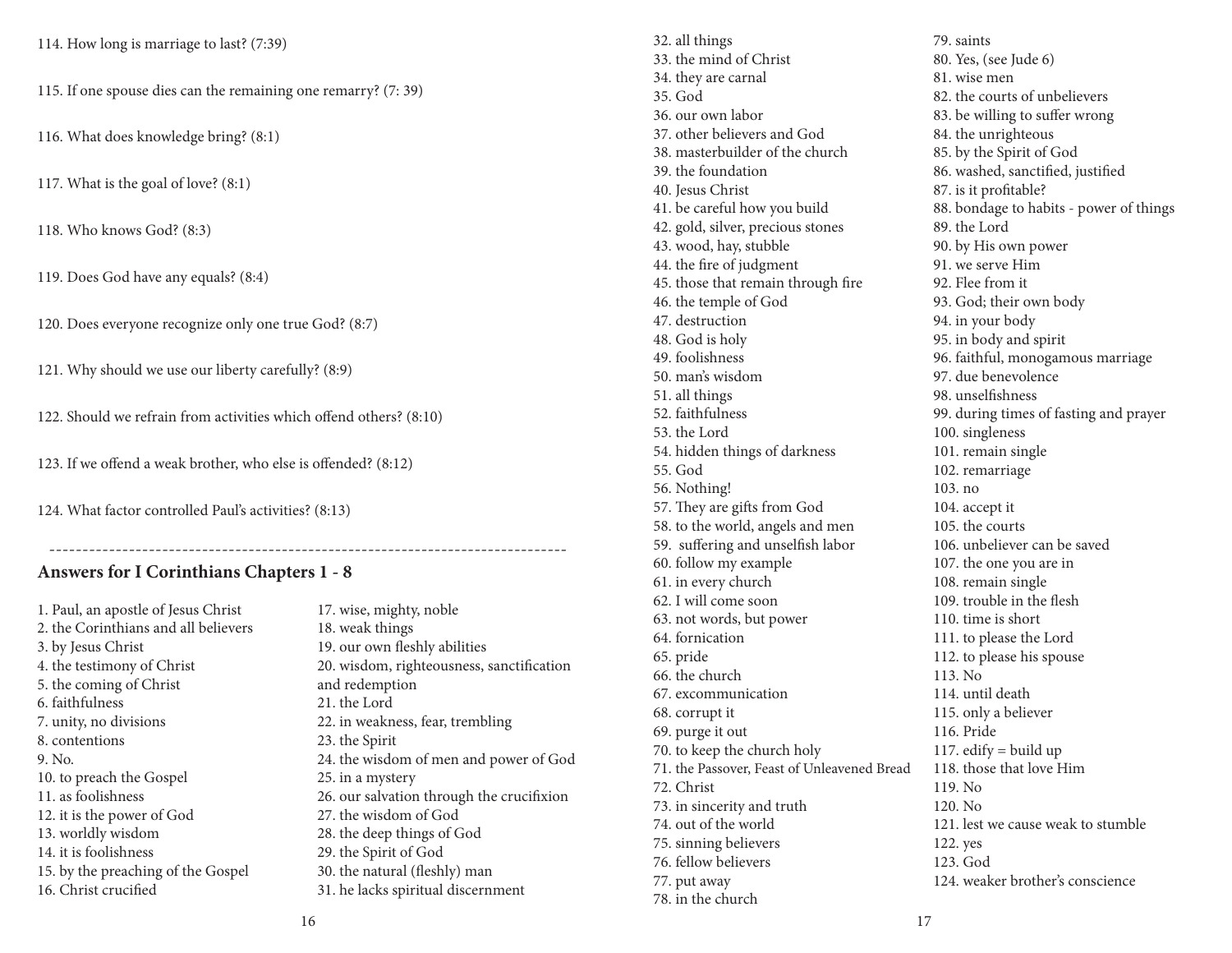114. How long is marriage to last? (7:39)

115. If one spouse dies can the remaining one remarry? (7: 39)

116. What does knowledge bring? (8:1)

117. What is the goal of love? (8:1)

118. Who knows God? (8:3)

119. Does God have any equals? (8:4)

120. Does everyone recognize only one true God? (8:7)

121. Why should we use our liberty carefully? (8:9)

122. Should we refrain from activities which offend others? (8:10)

123. If we offend a weak brother, who else is offended? (8:12)

124. What factor controlled Paul's activities? (8:13)

---

## Answers for I Corinthians Chapters 1 - 8

1. Paul, an apostle of Jesus Christ
2. the Corinthians and all believers
3. by Jesus Christ
4. the testimony of Christ
5. the coming of Christ
6. faithfulness
7. unity, no divisions
8. contentions
9. No.
10. to preach the Gospel
11. as foolishness
12. it is the power of God
13. worldly wisdom
14. it is foolishness
15. by the preaching of the Gospel
16. Christ crucified
17. wise, mighty, noble
18. weak things
19. our own fleshly abilities
20. wisdom, righteousness, sanctification and redemption
21. the Lord
22. in weakness, fear, trembling
23. the Spirit
24. the wisdom of men and power of God
25. in a mystery
26. our salvation through the crucifixion
27. the wisdom of God
28. the deep things of God
29. the Spirit of God
30. the natural (fleshly) man
31. he lacks spiritual discernment
32. all things
33. the mind of Christ
34. they are carnal
35. God
36. our own labor
37. other believers and God
38. masterbuilder of the church
39. the foundation
40. Jesus Christ
41. be careful how you build
42. gold, silver, precious stones
43. wood, hay, stubble
44. the fire of judgment
45. those that remain through fire
46. the temple of God
47. destruction
48. God is holy
49. foolishness
50. man's wisdom
51. all things
52. faithfulness
53. the Lord
54. hidden things of darkness
55. God
56. Nothing!
57. They are gifts from God
58. to the world, angels and men
59. suffering and unselfish labor
60. follow my example
61. in every church
62. I will come soon
63. not words, but power
64. fornication
65. pride
66. the church
67. excommunication
68. corrupt it
69. purge it out
70. to keep the church holy
71. the Passover, Feast of Unleavened Bread
72. Christ
73. in sincerity and truth
74. out of the world
75. sinning believers
76. fellow believers
77. put away
78. in the church
79. saints
80. Yes, (see Jude 6)
81. wise men
82. the courts of unbelievers
83. be willing to suffer wrong
84. the unrighteous
85. by the Spirit of God
86. washed, sanctified, justified
87. is it profitable?
88. bondage to habits - power of things
89. the Lord
90. by His own power
91. we serve Him
92. Flee from it
93. God; their own body
94. in your body
95. in body and spirit
96. faithful, monogamous marriage
97. due benevolence
98. unselfishness
99. during times of fasting and prayer
100. singleness
101. remain single
102. remarriage
103. no
104. accept it
105. the courts
106. unbeliever can be saved
107. the one you are in
108. remain single
109. trouble in the flesh
110. time is short
111. to please the Lord
112. to please his spouse
113. No
114. until death
115. only a believer
116. Pride
117. edify = build up
118. those that love Him
119. No
120. No
121. lest we cause weak to stumble
122. yes
123. God
124. weaker brother's conscience